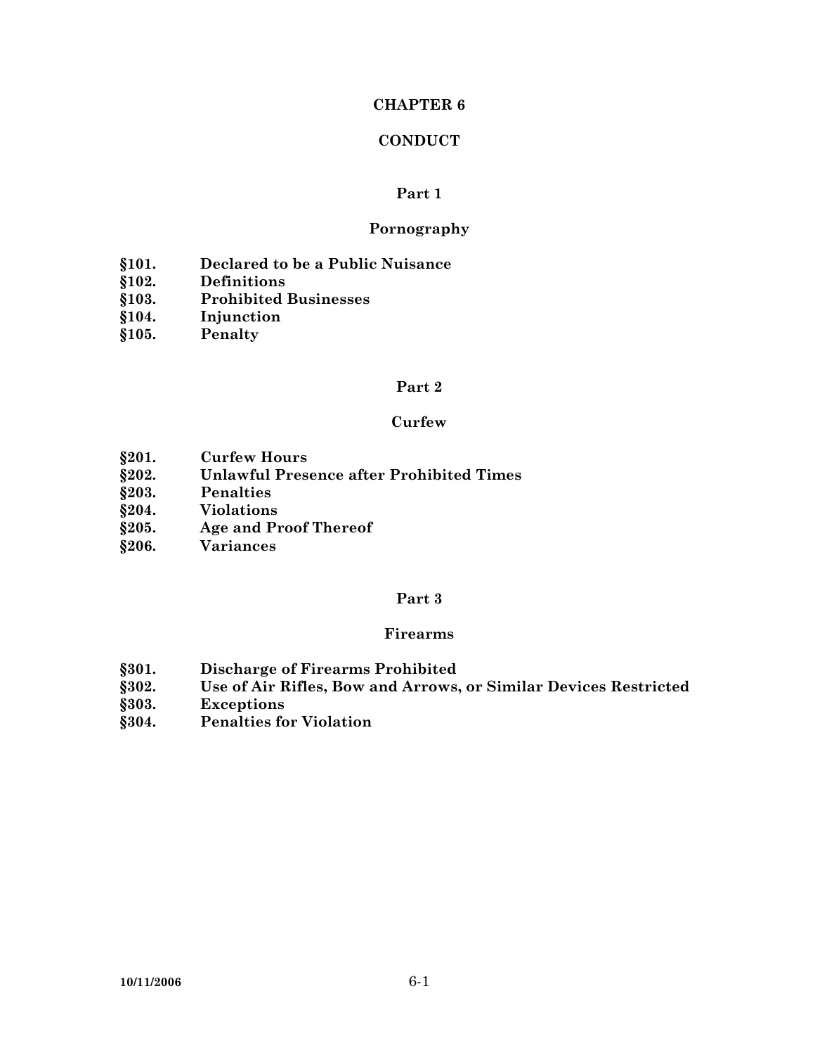# CHAPTER 6

# CONDUCT

## Part 1

## Pornography

**§101. Declared to be a Public Nuisance**
**§102. Definitions**
**§103. Prohibited Businesses**
**§104. Injunction**
**§105. Penalty**

## Part 2

## Curfew

**§201. Curfew Hours**
**§202. Unlawful Presence after Prohibited Times**
**§203. Penalties**
**§204. Violations**
**§205. Age and Proof Thereof**
**§206. Variances**

## Part 3

## Firearms

**§301. Discharge of Firearms Prohibited**
**§302. Use of Air Rifles, Bow and Arrows, or Similar Devices Restricted**
**§303. Exceptions**
**§304. Penalties for Violation**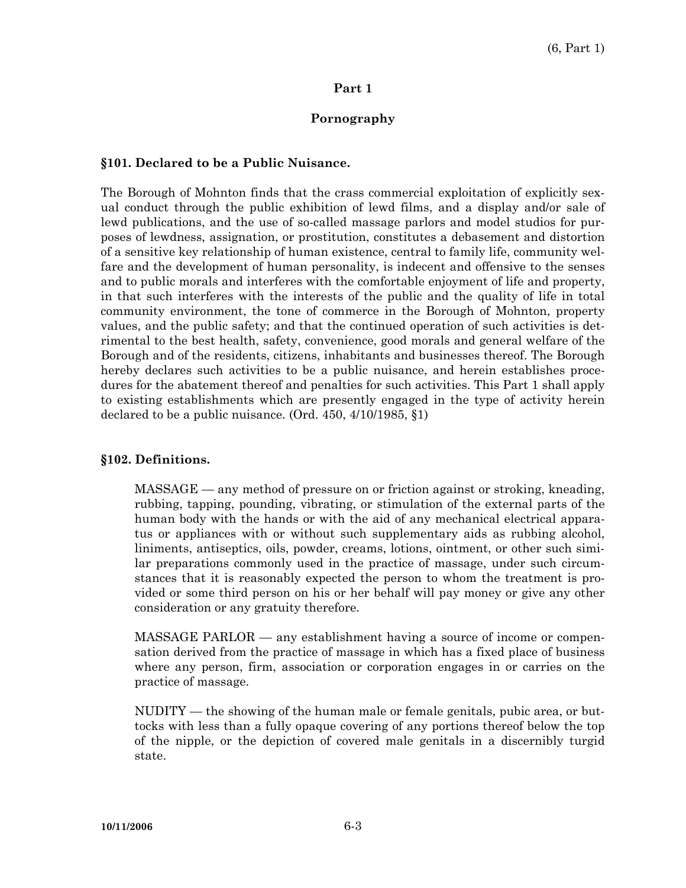## Part 1

## Pornography

### §101. Declared to be a Public Nuisance.

The Borough of Mohnton finds that the crass commercial exploitation of explicitly sexual conduct through the public exhibition of lewd films, and a display and/or sale of lewd publications, and the use of so-called massage parlors and model studios for purposes of lewdness, assignation, or prostitution, constitutes a debasement and distortion of a sensitive key relationship of human existence, central to family life, community welfare and the development of human personality, is indecent and offensive to the senses and to public morals and interferes with the comfortable enjoyment of life and property, in that such interferes with the interests of the public and the quality of life in total community environment, the tone of commerce in the Borough of Mohnton, property values, and the public safety; and that the continued operation of such activities is detrimental to the best health, safety, convenience, good morals and general welfare of the Borough and of the residents, citizens, inhabitants and businesses thereof. The Borough hereby declares such activities to be a public nuisance, and herein establishes procedures for the abatement thereof and penalties for such activities. This Part 1 shall apply to existing establishments which are presently engaged in the type of activity herein declared to be a public nuisance. (Ord. 450, 4/10/1985, §1)

### §102. Definitions.

MASSAGE — any method of pressure on or friction against or stroking, kneading, rubbing, tapping, pounding, vibrating, or stimulation of the external parts of the human body with the hands or with the aid of any mechanical electrical apparatus or appliances with or without such supplementary aids as rubbing alcohol, liniments, antiseptics, oils, powder, creams, lotions, ointment, or other such similar preparations commonly used in the practice of massage, under such circumstances that it is reasonably expected the person to whom the treatment is provided or some third person on his or her behalf will pay money or give any other consideration or any gratuity therefore.

MASSAGE PARLOR — any establishment having a source of income or compensation derived from the practice of massage in which has a fixed place of business where any person, firm, association or corporation engages in or carries on the practice of massage.

NUDITY — the showing of the human male or female genitals, pubic area, or buttocks with less than a fully opaque covering of any portions thereof below the top of the nipple, or the depiction of covered male genitals in a discernibly turgid state.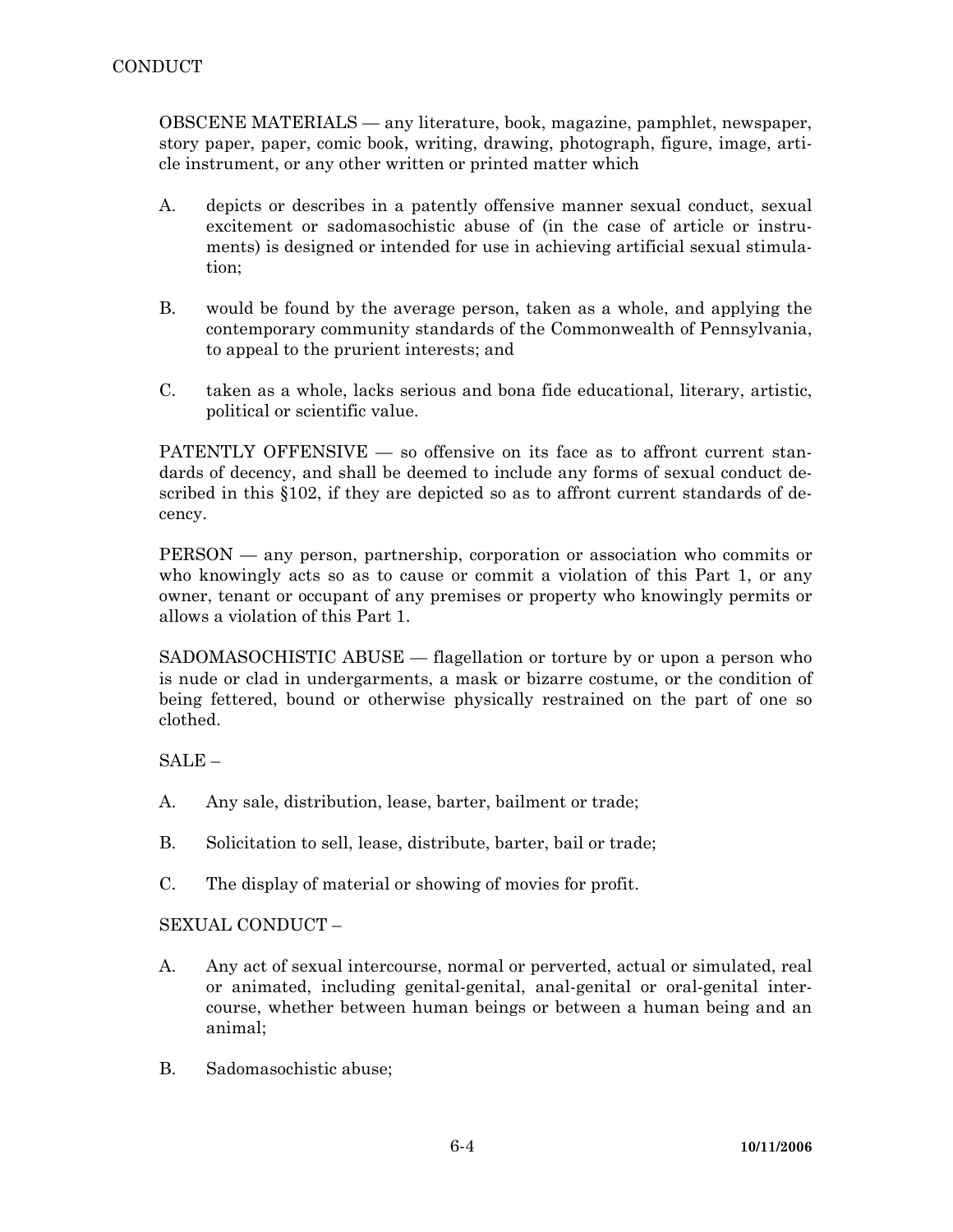OBSCENE MATERIALS — any literature, book, magazine, pamphlet, newspaper, story paper, paper, comic book, writing, drawing, photograph, figure, image, article instrument, or any other written or printed matter which

A. depicts or describes in a patently offensive manner sexual conduct, sexual excitement or sadomasochistic abuse of (in the case of article or instruments) is designed or intended for use in achieving artificial sexual stimulation;

B. would be found by the average person, taken as a whole, and applying the contemporary community standards of the Commonwealth of Pennsylvania, to appeal to the prurient interests; and

C. taken as a whole, lacks serious and bona fide educational, literary, artistic, political or scientific value.

PATENTLY OFFENSIVE — so offensive on its face as to affront current standards of decency, and shall be deemed to include any forms of sexual conduct described in this §102, if they are depicted so as to affront current standards of decency.

PERSON — any person, partnership, corporation or association who commits or who knowingly acts so as to cause or commit a violation of this Part 1, or any owner, tenant or occupant of any premises or property who knowingly permits or allows a violation of this Part 1.

SADOMASOCHISTIC ABUSE — flagellation or torture by or upon a person who is nude or clad in undergarments, a mask or bizarre costume, or the condition of being fettered, bound or otherwise physically restrained on the part of one so clothed.

SALE –

A. Any sale, distribution, lease, barter, bailment or trade;

B. Solicitation to sell, lease, distribute, barter, bail or trade;

C. The display of material or showing of movies for profit.

SEXUAL CONDUCT –

A. Any act of sexual intercourse, normal or perverted, actual or simulated, real or animated, including genital-genital, anal-genital or oral-genital intercourse, whether between human beings or between a human being and an animal;

B. Sadomasochistic abuse;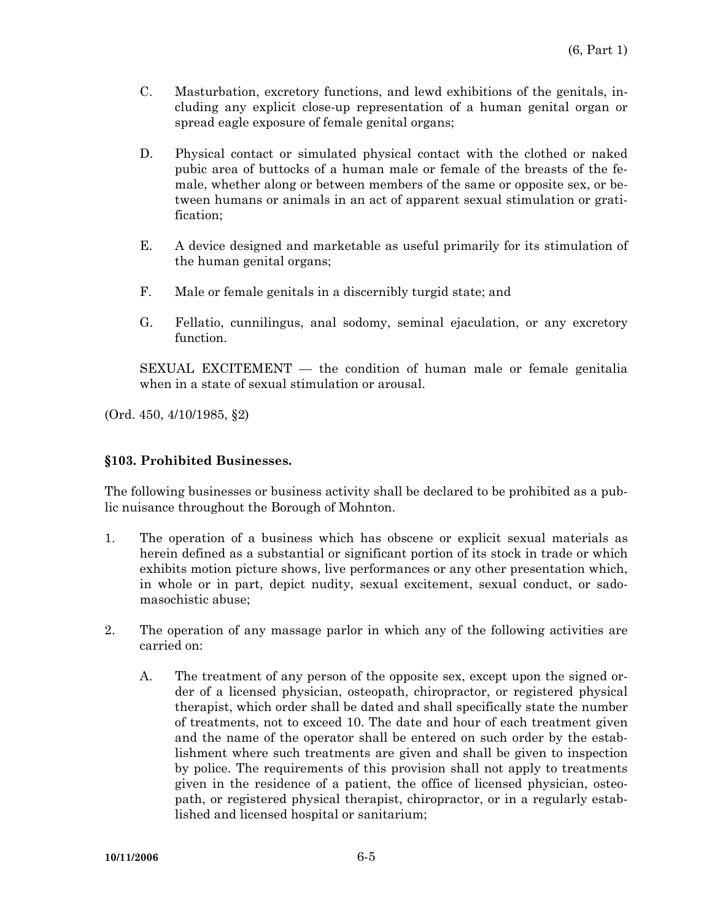C. Masturbation, excretory functions, and lewd exhibitions of the genitals, including any explicit close-up representation of a human genital organ or spread eagle exposure of female genital organs;

D. Physical contact or simulated physical contact with the clothed or naked pubic area of buttocks of a human male or female of the breasts of the female, whether along or between members of the same or opposite sex, or between humans or animals in an act of apparent sexual stimulation or gratification;

E. A device designed and marketable as useful primarily for its stimulation of the human genital organs;

F. Male or female genitals in a discernibly turgid state; and

G. Fellatio, cunnilingus, anal sodomy, seminal ejaculation, or any excretory function.

SEXUAL EXCITEMENT — the condition of human male or female genitalia when in a state of sexual stimulation or arousal.

(Ord. 450, 4/10/1985, §2)

### §103. Prohibited Businesses.

The following businesses or business activity shall be declared to be prohibited as a public nuisance throughout the Borough of Mohnton.

1. The operation of a business which has obscene or explicit sexual materials as herein defined as a substantial or significant portion of its stock in trade or which exhibits motion picture shows, live performances or any other presentation which, in whole or in part, depict nudity, sexual excitement, sexual conduct, or sadomasochistic abuse;

2. The operation of any massage parlor in which any of the following activities are carried on:

   A. The treatment of any person of the opposite sex, except upon the signed order of a licensed physician, osteopath, chiropractor, or registered physical therapist, which order shall be dated and shall specifically state the number of treatments, not to exceed 10. The date and hour of each treatment given and the name of the operator shall be entered on such order by the establishment where such treatments are given and shall be given to inspection by police. The requirements of this provision shall not apply to treatments given in the residence of a patient, the office of licensed physician, osteopath, or registered physical therapist, chiropractor, or in a regularly established and licensed hospital or sanitarium;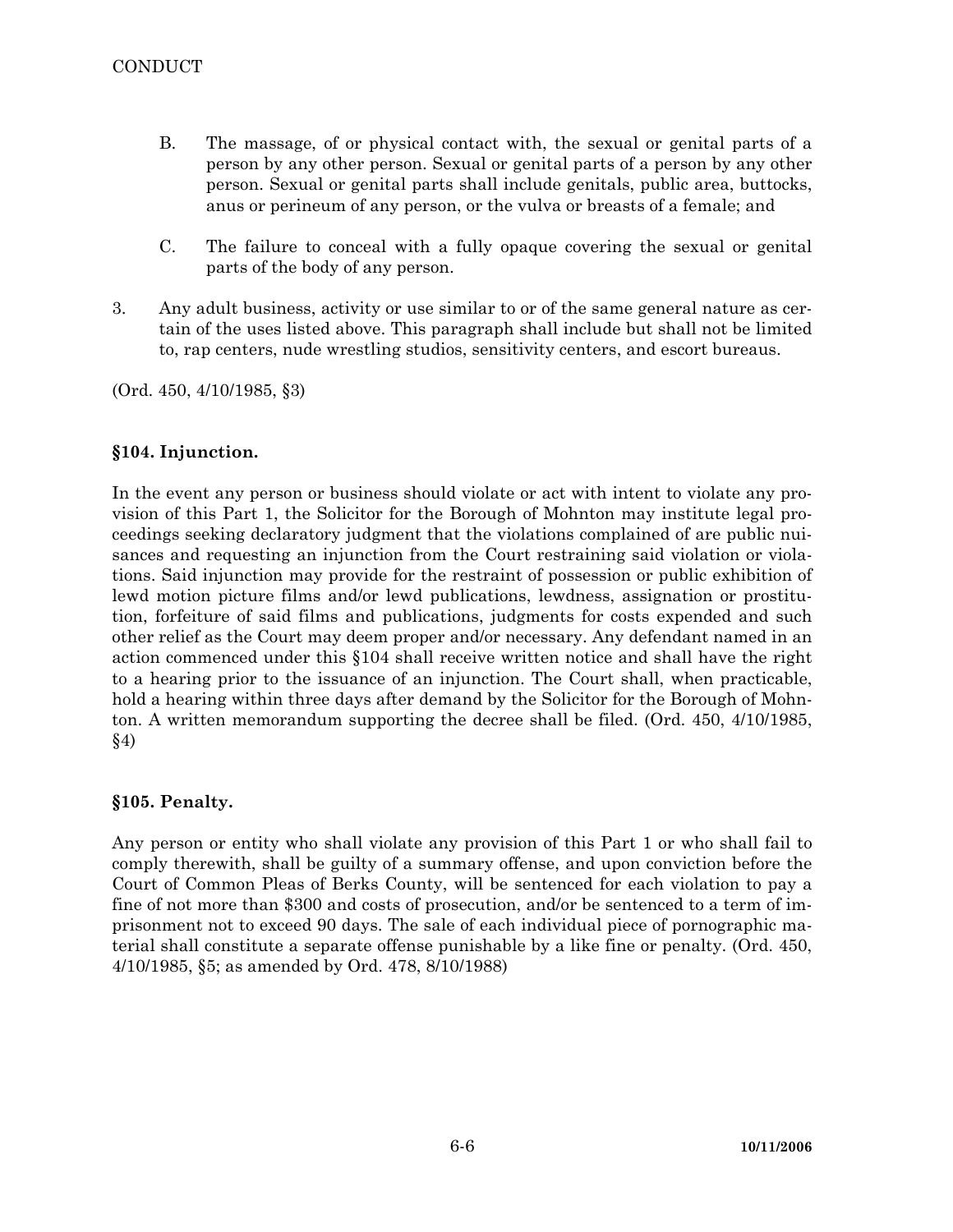B. The massage, of or physical contact with, the sexual or genital parts of a person by any other person. Sexual or genital parts of a person by any other person. Sexual or genital parts shall include genitals, public area, buttocks, anus or perineum of any person, or the vulva or breasts of a female; and

C. The failure to conceal with a fully opaque covering the sexual or genital parts of the body of any person.

3. Any adult business, activity or use similar to or of the same general nature as certain of the uses listed above. This paragraph shall include but shall not be limited to, rap centers, nude wrestling studios, sensitivity centers, and escort bureaus.

(Ord. 450, 4/10/1985, §3)

### §104. Injunction.

In the event any person or business should violate or act with intent to violate any provision of this Part 1, the Solicitor for the Borough of Mohnton may institute legal proceedings seeking declaratory judgment that the violations complained of are public nuisances and requesting an injunction from the Court restraining said violation or violations. Said injunction may provide for the restraint of possession or public exhibition of lewd motion picture films and/or lewd publications, lewdness, assignation or prostitution, forfeiture of said films and publications, judgments for costs expended and such other relief as the Court may deem proper and/or necessary. Any defendant named in an action commenced under this §104 shall receive written notice and shall have the right to a hearing prior to the issuance of an injunction. The Court shall, when practicable, hold a hearing within three days after demand by the Solicitor for the Borough of Mohnton. A written memorandum supporting the decree shall be filed. (Ord. 450, 4/10/1985, §4)

### §105. Penalty.

Any person or entity who shall violate any provision of this Part 1 or who shall fail to comply therewith, shall be guilty of a summary offense, and upon conviction before the Court of Common Pleas of Berks County, will be sentenced for each violation to pay a fine of not more than $300 and costs of prosecution, and/or be sentenced to a term of imprisonment not to exceed 90 days. The sale of each individual piece of pornographic material shall constitute a separate offense punishable by a like fine or penalty. (Ord. 450, 4/10/1985, §5; as amended by Ord. 478, 8/10/1988)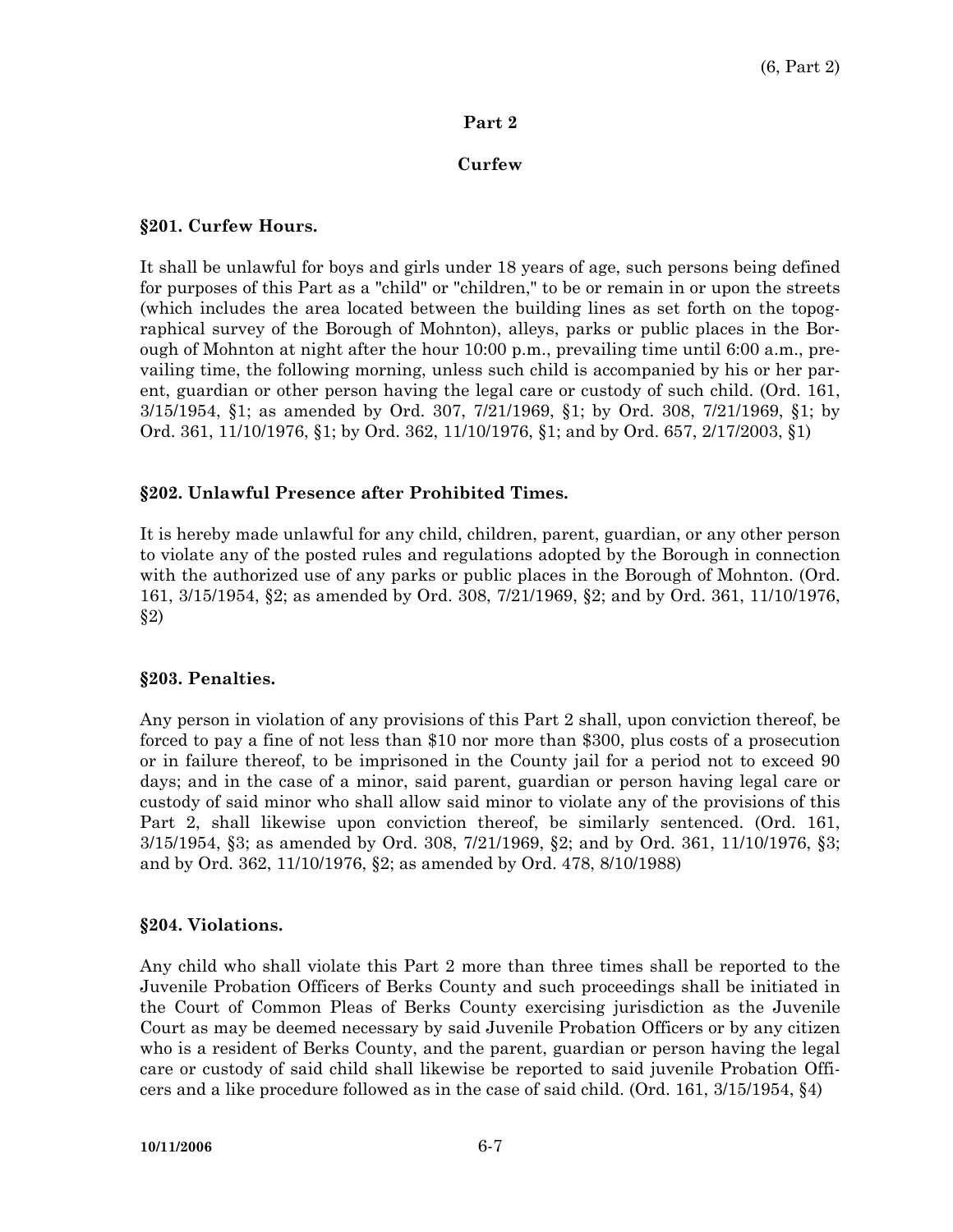## Part 2

## Curfew

### §201. Curfew Hours.

It shall be unlawful for boys and girls under 18 years of age, such persons being defined for purposes of this Part as a "child" or "children," to be or remain in or upon the streets (which includes the area located between the building lines as set forth on the topographical survey of the Borough of Mohnton), alleys, parks or public places in the Borough of Mohnton at night after the hour 10:00 p.m., prevailing time until 6:00 a.m., prevailing time, the following morning, unless such child is accompanied by his or her parent, guardian or other person having the legal care or custody of such child. (Ord. 161, 3/15/1954, §1; as amended by Ord. 307, 7/21/1969, §1; by Ord. 308, 7/21/1969, §1; by Ord. 361, 11/10/1976, §1; by Ord. 362, 11/10/1976, §1; and by Ord. 657, 2/17/2003, §1)

### §202. Unlawful Presence after Prohibited Times.

It is hereby made unlawful for any child, children, parent, guardian, or any other person to violate any of the posted rules and regulations adopted by the Borough in connection with the authorized use of any parks or public places in the Borough of Mohnton. (Ord. 161, 3/15/1954, §2; as amended by Ord. 308, 7/21/1969, §2; and by Ord. 361, 11/10/1976, §2)

### §203. Penalties.

Any person in violation of any provisions of this Part 2 shall, upon conviction thereof, be forced to pay a fine of not less than $10 nor more than $300, plus costs of a prosecution or in failure thereof, to be imprisoned in the County jail for a period not to exceed 90 days; and in the case of a minor, said parent, guardian or person having legal care or custody of said minor who shall allow said minor to violate any of the provisions of this Part 2, shall likewise upon conviction thereof, be similarly sentenced. (Ord. 161, 3/15/1954, §3; as amended by Ord. 308, 7/21/1969, §2; and by Ord. 361, 11/10/1976, §3; and by Ord. 362, 11/10/1976, §2; as amended by Ord. 478, 8/10/1988)

### §204. Violations.

Any child who shall violate this Part 2 more than three times shall be reported to the Juvenile Probation Officers of Berks County and such proceedings shall be initiated in the Court of Common Pleas of Berks County exercising jurisdiction as the Juvenile Court as may be deemed necessary by said Juvenile Probation Officers or by any citizen who is a resident of Berks County, and the parent, guardian or person having the legal care or custody of said child shall likewise be reported to said juvenile Probation Officers and a like procedure followed as in the case of said child. (Ord. 161, 3/15/1954, §4)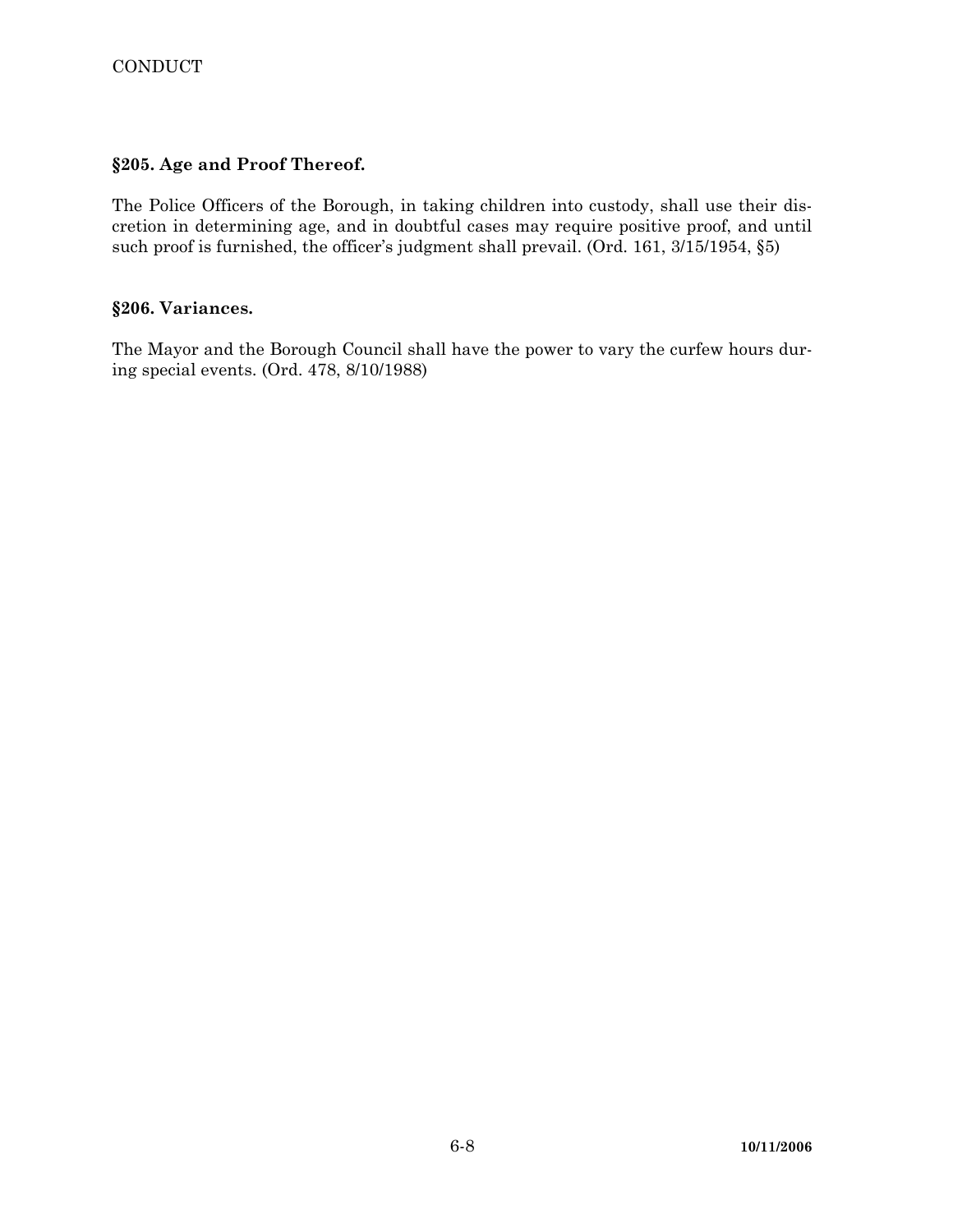### §205. Age and Proof Thereof.

The Police Officers of the Borough, in taking children into custody, shall use their discretion in determining age, and in doubtful cases may require positive proof, and until such proof is furnished, the officer's judgment shall prevail. (Ord. 161, 3/15/1954, §5)

### §206. Variances.

The Mayor and the Borough Council shall have the power to vary the curfew hours during special events. (Ord. 478, 8/10/1988)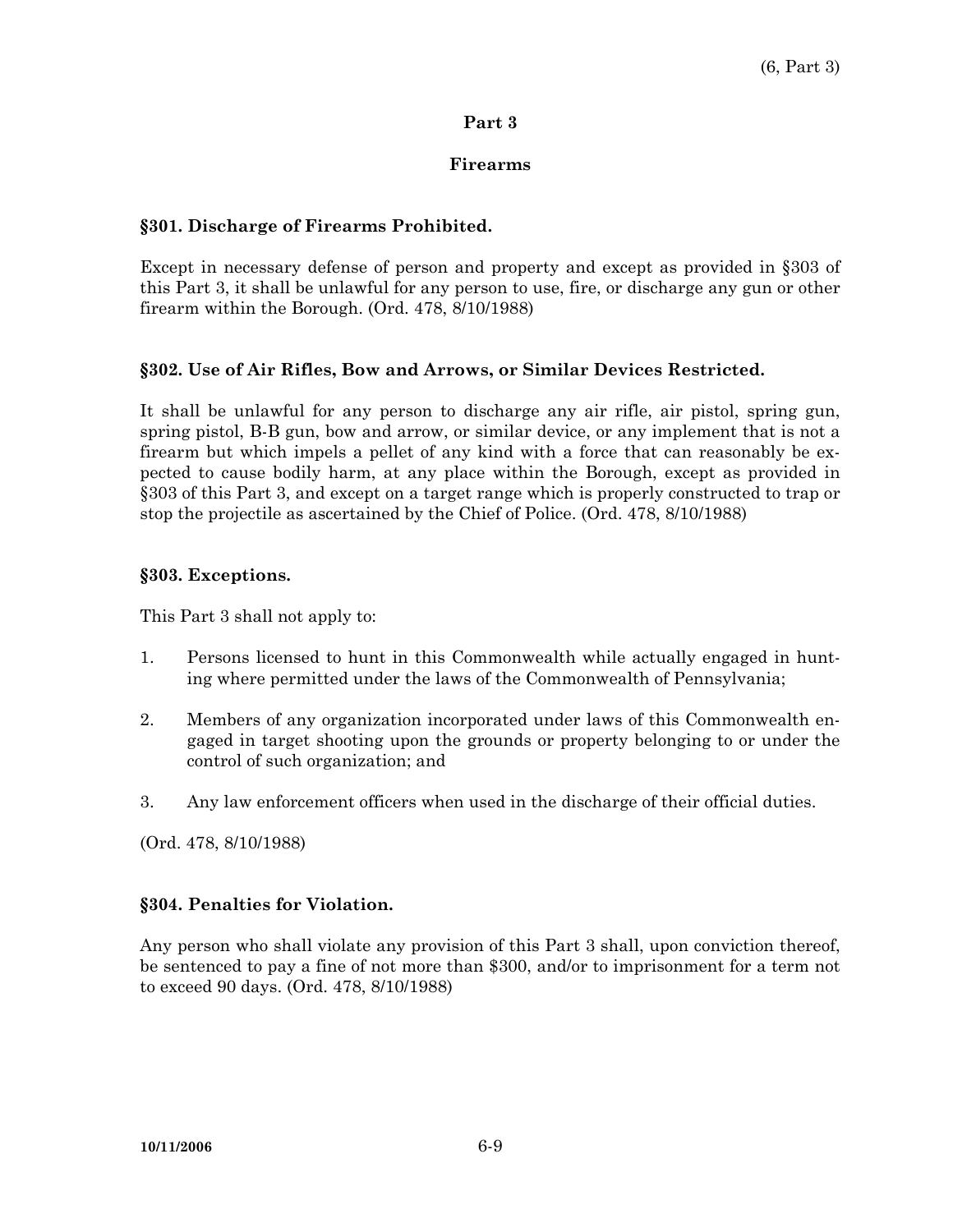## Part 3

## Firearms

### §301. Discharge of Firearms Prohibited.

Except in necessary defense of person and property and except as provided in §303 of this Part 3, it shall be unlawful for any person to use, fire, or discharge any gun or other firearm within the Borough. (Ord. 478, 8/10/1988)

### §302. Use of Air Rifles, Bow and Arrows, or Similar Devices Restricted.

It shall be unlawful for any person to discharge any air rifle, air pistol, spring gun, spring pistol, B-B gun, bow and arrow, or similar device, or any implement that is not a firearm but which impels a pellet of any kind with a force that can reasonably be expected to cause bodily harm, at any place within the Borough, except as provided in §303 of this Part 3, and except on a target range which is properly constructed to trap or stop the projectile as ascertained by the Chief of Police. (Ord. 478, 8/10/1988)

### §303. Exceptions.

This Part 3 shall not apply to:

1. Persons licensed to hunt in this Commonwealth while actually engaged in hunting where permitted under the laws of the Commonwealth of Pennsylvania;
2. Members of any organization incorporated under laws of this Commonwealth engaged in target shooting upon the grounds or property belonging to or under the control of such organization; and
3. Any law enforcement officers when used in the discharge of their official duties.

(Ord. 478, 8/10/1988)

### §304. Penalties for Violation.

Any person who shall violate any provision of this Part 3 shall, upon conviction thereof, be sentenced to pay a fine of not more than $300, and/or to imprisonment for a term not to exceed 90 days. (Ord. 478, 8/10/1988)